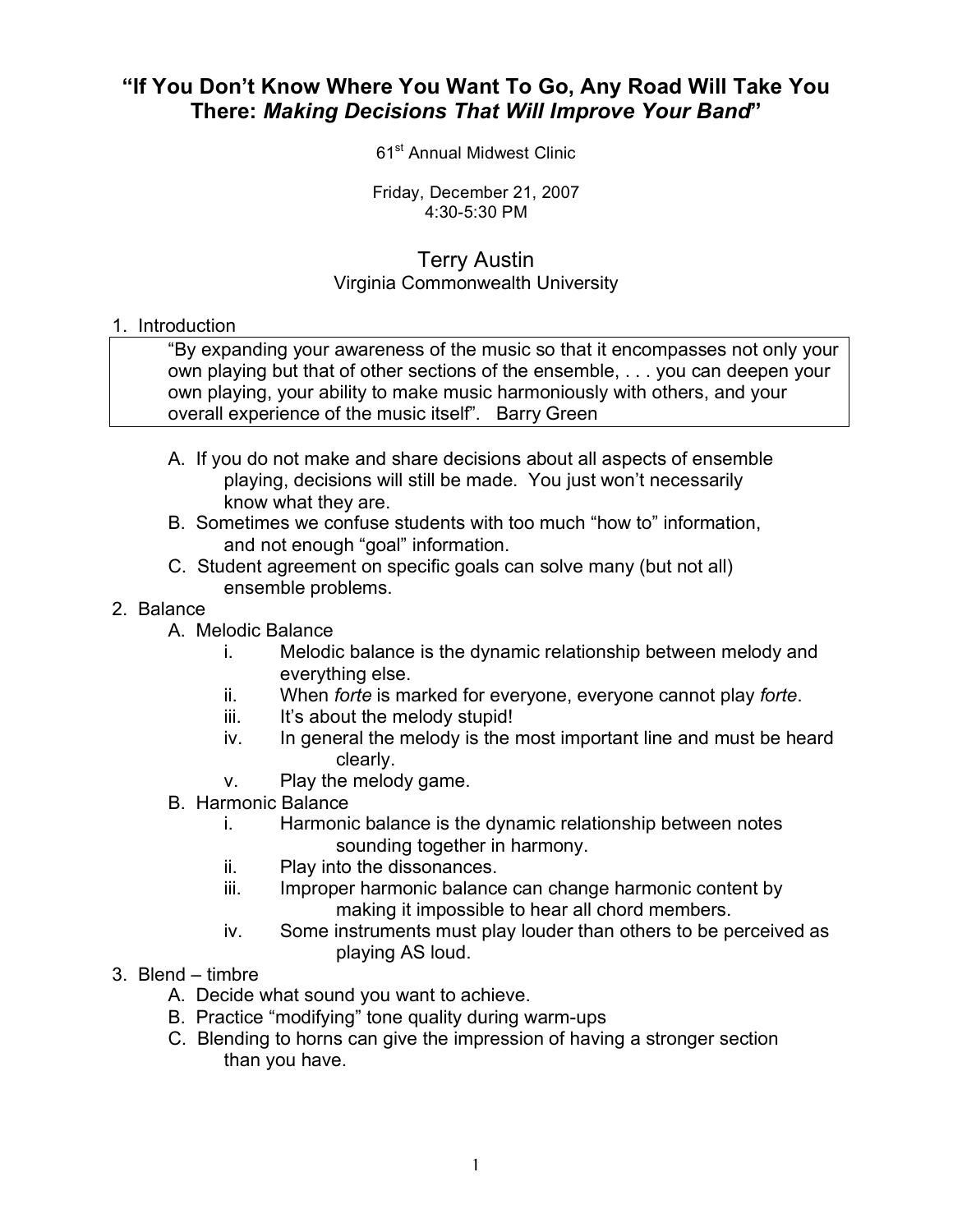# "If You Don't Know Where You Want To Go, Any Road Will Take You There: *Making Decisions That Will Improve Your Band*"

61st Annual Midwest Clinic

Friday, December 21, 2007
4:30-5:30 PM

## Terry Austin
Virginia Commonwealth University

1. Introduction

> "By expanding your awareness of the music so that it encompasses not only your own playing but that of other sections of the ensemble, . . . you can deepen your own playing, your ability to make music harmoniously with others, and your overall experience of the music itself". Barry Green

   A. If you do not make and share decisions about all aspects of ensemble playing, decisions will still be made. You just won't necessarily know what they are.
   B. Sometimes we confuse students with too much "how to" information, and not enough "goal" information.
   C. Student agreement on specific goals can solve many (but not all) ensemble problems.

2. Balance
   A. Melodic Balance
      i. Melodic balance is the dynamic relationship between melody and everything else.
      ii. When *forte* is marked for everyone, everyone cannot play *forte*.
      iii. It's about the melody stupid!
      iv. In general the melody is the most important line and must be heard clearly.
      v. Play the melody game.
   B. Harmonic Balance
      i. Harmonic balance is the dynamic relationship between notes sounding together in harmony.
      ii. Play into the dissonances.
      iii. Improper harmonic balance can change harmonic content by making it impossible to hear all chord members.
      iv. Some instruments must play louder than others to be perceived as playing AS loud.

3. Blend – timbre
   A. Decide what sound you want to achieve.
   B. Practice "modifying" tone quality during warm-ups
   C. Blending to horns can give the impression of having a stronger section than you have.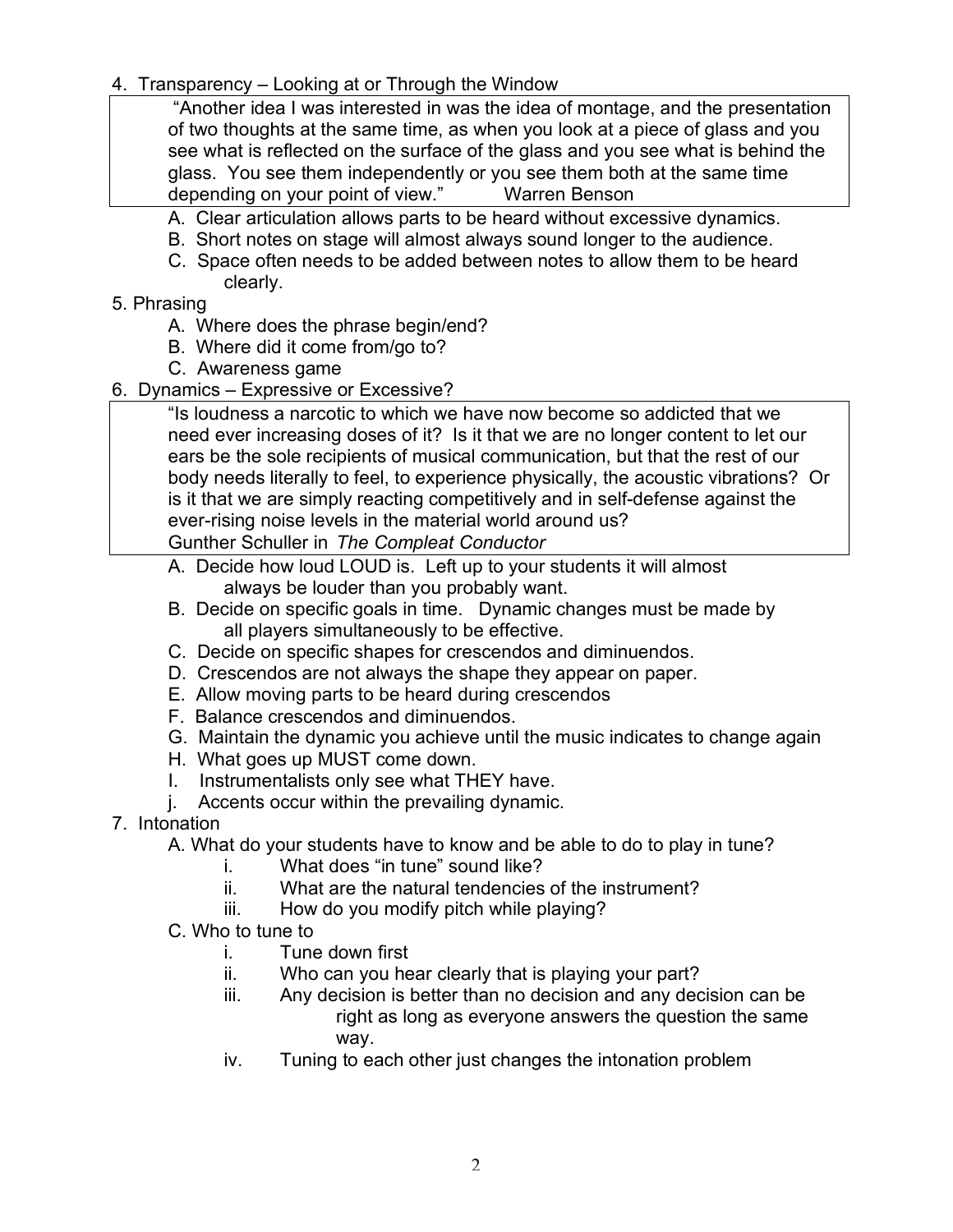4. Transparency – Looking at or Through the Window

> "Another idea I was interested in was the idea of montage, and the presentation of two thoughts at the same time, as when you look at a piece of glass and you see what is reflected on the surface of the glass and you see what is behind the glass. You see them independently or you see them both at the same time depending on your point of view." Warren Benson

   A. Clear articulation allows parts to be heard without excessive dynamics.
   B. Short notes on stage will almost always sound longer to the audience.
   C. Space often needs to be added between notes to allow them to be heard clearly.

5. Phrasing
   A. Where does the phrase begin/end?
   B. Where did it come from/go to?
   C. Awareness game

6. Dynamics – Expressive or Excessive?

> "Is loudness a narcotic to which we have now become so addicted that we need ever increasing doses of it? Is it that we are no longer content to let our ears be the sole recipients of musical communication, but that the rest of our body needs literally to feel, to experience physically, the acoustic vibrations? Or is it that we are simply reacting competitively and in self-defense against the ever-rising noise levels in the material world around us?
> Gunther Schuller in *The Compleat Conductor*

   A. Decide how loud LOUD is. Left up to your students it will almost always be louder than you probably want.
   B. Decide on specific goals in time. Dynamic changes must be made by all players simultaneously to be effective.
   C. Decide on specific shapes for crescendos and diminuendos.
   D. Crescendos are not always the shape they appear on paper.
   E. Allow moving parts to be heard during crescendos
   F. Balance crescendos and diminuendos.
   G. Maintain the dynamic you achieve until the music indicates to change again
   H. What goes up MUST come down.
   I. Instrumentalists only see what THEY have.
   j. Accents occur within the prevailing dynamic.

7. Intonation
   A. What do your students have to know and be able to do to play in tune?
      i. What does "in tune" sound like?
      ii. What are the natural tendencies of the instrument?
      iii. How do you modify pitch while playing?
   C. Who to tune to
      i. Tune down first
      ii. Who can you hear clearly that is playing your part?
      iii. Any decision is better than no decision and any decision can be right as long as everyone answers the question the same way.
      iv. Tuning to each other just changes the intonation problem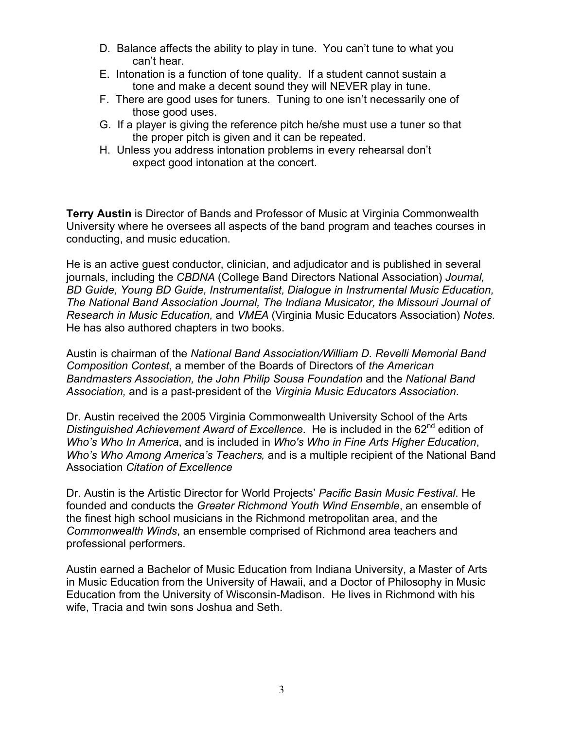D. Balance affects the ability to play in tune. You can't tune to what you can't hear.

E. Intonation is a function of tone quality. If a student cannot sustain a tone and make a decent sound they will NEVER play in tune.

F. There are good uses for tuners. Tuning to one isn't necessarily one of those good uses.

G. If a player is giving the reference pitch he/she must use a tuner so that the proper pitch is given and it can be repeated.

H. Unless you address intonation problems in every rehearsal don't expect good intonation at the concert.

**Terry Austin** is Director of Bands and Professor of Music at Virginia Commonwealth University where he oversees all aspects of the band program and teaches courses in conducting, and music education.

He is an active guest conductor, clinician, and adjudicator and is published in several journals, including the *CBDNA* (College Band Directors National Association) *Journal, BD Guide, Young BD Guide, Instrumentalist, Dialogue in Instrumental Music Education, The National Band Association Journal, The Indiana Musicator, the Missouri Journal of Research in Music Education,* and *VMEA* (Virginia Music Educators Association) *Notes.* He has also authored chapters in two books.

Austin is chairman of the *National Band Association/William D. Revelli Memorial Band Composition Contest*, a member of the Boards of Directors of *the American Bandmasters Association, the John Philip Sousa Foundation* and the *National Band Association,* and is a past-president of the *Virginia Music Educators Association*.

Dr. Austin received the 2005 Virginia Commonwealth University School of the Arts *Distinguished Achievement Award of Excellence*. He is included in the 62nd edition of *Who's Who In America*, and is included in *Who's Who in Fine Arts Higher Education*, *Who's Who Among America's Teachers,* and is a multiple recipient of the National Band Association *Citation of Excellence*

Dr. Austin is the Artistic Director for World Projects' *Pacific Basin Music Festival*. He founded and conducts the *Greater Richmond Youth Wind Ensemble*, an ensemble of the finest high school musicians in the Richmond metropolitan area, and the *Commonwealth Winds*, an ensemble comprised of Richmond area teachers and professional performers.

Austin earned a Bachelor of Music Education from Indiana University, a Master of Arts in Music Education from the University of Hawaii, and a Doctor of Philosophy in Music Education from the University of Wisconsin-Madison. He lives in Richmond with his wife, Tracia and twin sons Joshua and Seth.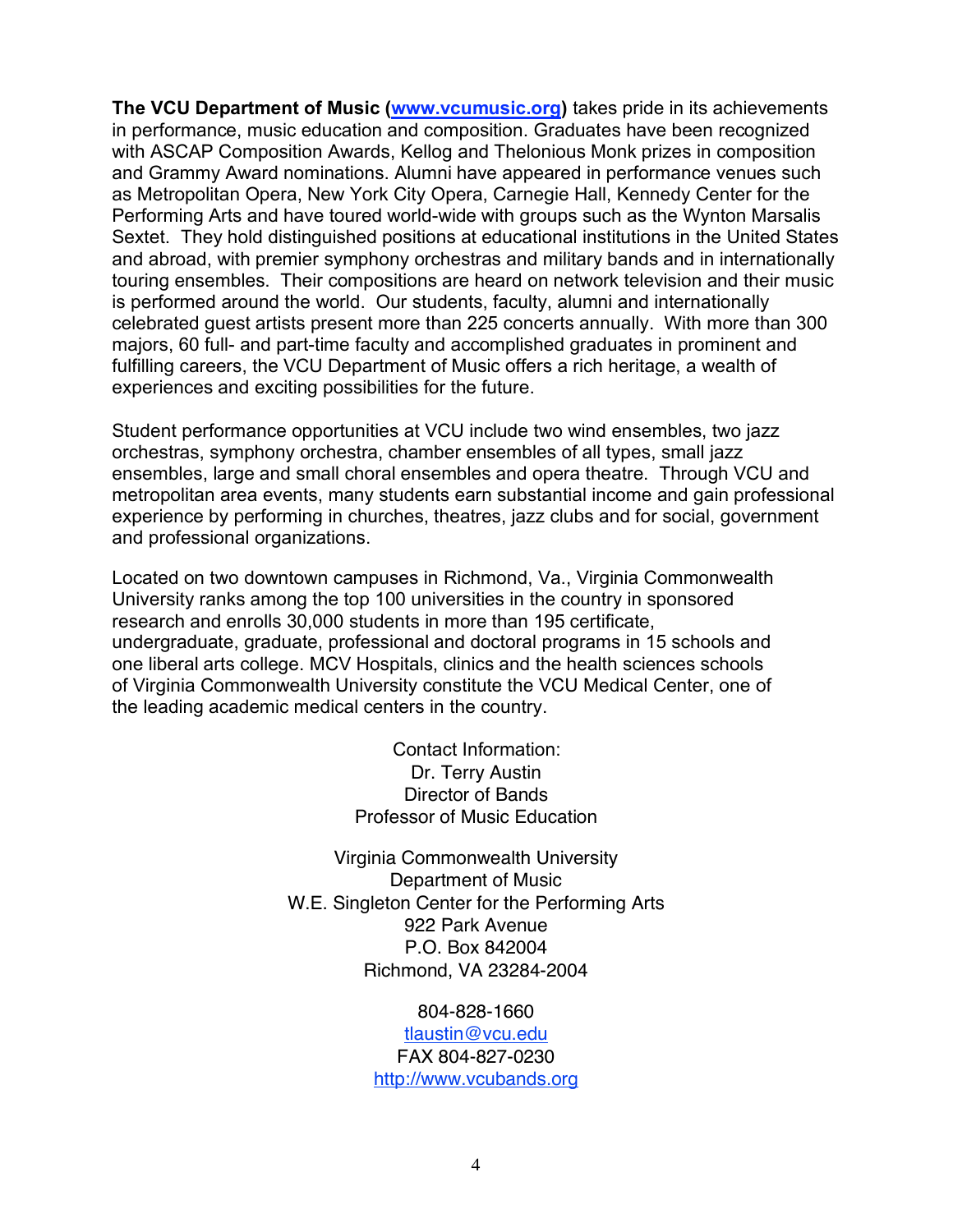**The VCU Department of Music ([www.vcumusic.org](http://www.vcumusic.org))** takes pride in its achievements in performance, music education and composition. Graduates have been recognized with ASCAP Composition Awards, Kellog and Thelonious Monk prizes in composition and Grammy Award nominations. Alumni have appeared in performance venues such as Metropolitan Opera, New York City Opera, Carnegie Hall, Kennedy Center for the Performing Arts and have toured world-wide with groups such as the Wynton Marsalis Sextet. They hold distinguished positions at educational institutions in the United States and abroad, with premier symphony orchestras and military bands and in internationally touring ensembles. Their compositions are heard on network television and their music is performed around the world. Our students, faculty, alumni and internationally celebrated guest artists present more than 225 concerts annually. With more than 300 majors, 60 full- and part-time faculty and accomplished graduates in prominent and fulfilling careers, the VCU Department of Music offers a rich heritage, a wealth of experiences and exciting possibilities for the future.

Student performance opportunities at VCU include two wind ensembles, two jazz orchestras, symphony orchestra, chamber ensembles of all types, small jazz ensembles, large and small choral ensembles and opera theatre. Through VCU and metropolitan area events, many students earn substantial income and gain professional experience by performing in churches, theatres, jazz clubs and for social, government and professional organizations.

Located on two downtown campuses in Richmond, Va., Virginia Commonwealth University ranks among the top 100 universities in the country in sponsored research and enrolls 30,000 students in more than 195 certificate, undergraduate, graduate, professional and doctoral programs in 15 schools and one liberal arts college. MCV Hospitals, clinics and the health sciences schools of Virginia Commonwealth University constitute the VCU Medical Center, one of the leading academic medical centers in the country.

Contact Information:
Dr. Terry Austin
Director of Bands
Professor of Music Education

Virginia Commonwealth University
Department of Music
W.E. Singleton Center for the Performing Arts
922 Park Avenue
P.O. Box 842004
Richmond, VA 23284-2004

804-828-1660
[tlaustin@vcu.edu](mailto:tlaustin@vcu.edu)
FAX 804-827-0230
[http://www.vcubands.org](http://www.vcubands.org)